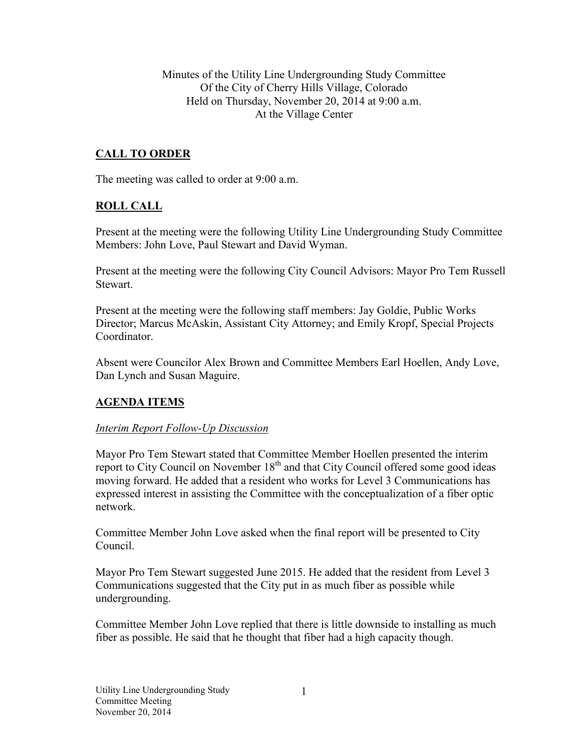Minutes of the Utility Line Undergrounding Study Committee
Of the City of Cherry Hills Village, Colorado
Held on Thursday, November 20, 2014 at 9:00 a.m.
At the Village Center

## CALL TO ORDER

The meeting was called to order at 9:00 a.m.

## ROLL CALL

Present at the meeting were the following Utility Line Undergrounding Study Committee Members: John Love, Paul Stewart and David Wyman.

Present at the meeting were the following City Council Advisors: Mayor Pro Tem Russell Stewart.

Present at the meeting were the following staff members: Jay Goldie, Public Works Director; Marcus McAskin, Assistant City Attorney; and Emily Kropf, Special Projects Coordinator.

Absent were Councilor Alex Brown and Committee Members Earl Hoellen, Andy Love, Dan Lynch and Susan Maguire.

## AGENDA ITEMS

### *Interim Report Follow-Up Discussion*

Mayor Pro Tem Stewart stated that Committee Member Hoellen presented the interim report to City Council on November 18th and that City Council offered some good ideas moving forward. He added that a resident who works for Level 3 Communications has expressed interest in assisting the Committee with the conceptualization of a fiber optic network.

Committee Member John Love asked when the final report will be presented to City Council.

Mayor Pro Tem Stewart suggested June 2015. He added that the resident from Level 3 Communications suggested that the City put in as much fiber as possible while undergrounding.

Committee Member John Love replied that there is little downside to installing as much fiber as possible. He said that he thought that fiber had a high capacity though.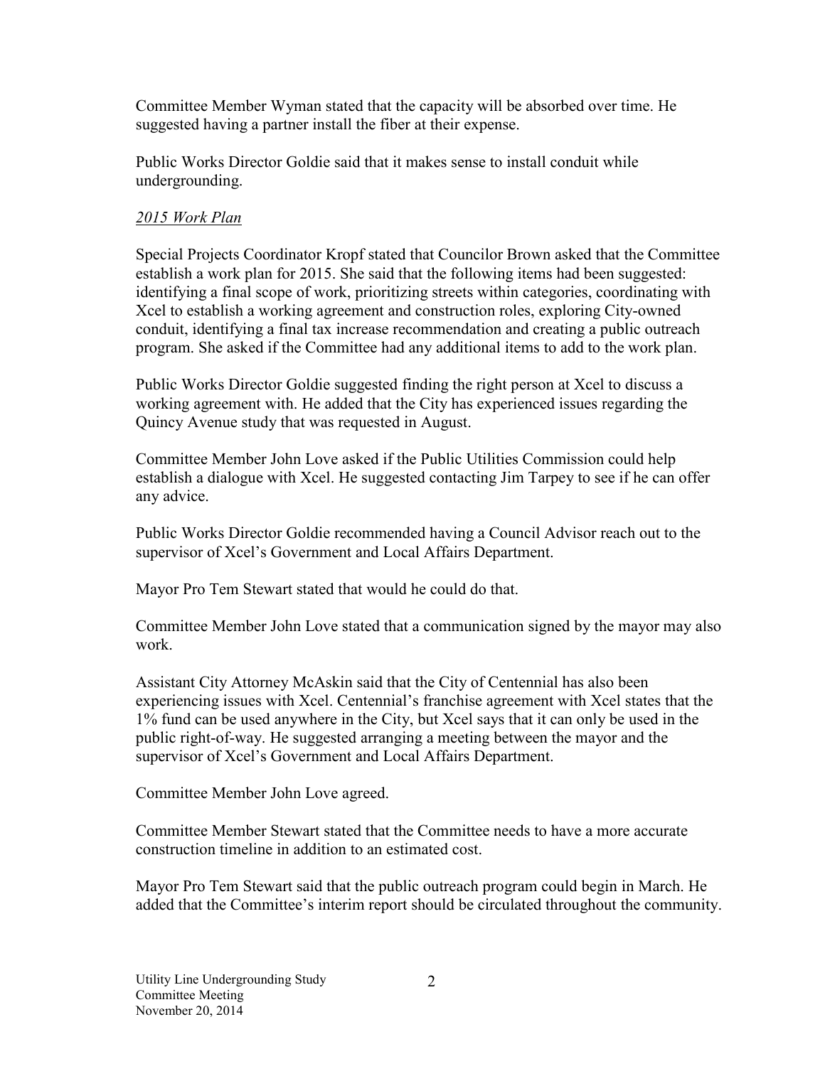Committee Member Wyman stated that the capacity will be absorbed over time. He suggested having a partner install the fiber at their expense.

Public Works Director Goldie said that it makes sense to install conduit while undergrounding.

*2015 Work Plan*

Special Projects Coordinator Kropf stated that Councilor Brown asked that the Committee establish a work plan for 2015. She said that the following items had been suggested: identifying a final scope of work, prioritizing streets within categories, coordinating with Xcel to establish a working agreement and construction roles, exploring City-owned conduit, identifying a final tax increase recommendation and creating a public outreach program. She asked if the Committee had any additional items to add to the work plan.

Public Works Director Goldie suggested finding the right person at Xcel to discuss a working agreement with. He added that the City has experienced issues regarding the Quincy Avenue study that was requested in August.

Committee Member John Love asked if the Public Utilities Commission could help establish a dialogue with Xcel. He suggested contacting Jim Tarpey to see if he can offer any advice.

Public Works Director Goldie recommended having a Council Advisor reach out to the supervisor of Xcel's Government and Local Affairs Department.

Mayor Pro Tem Stewart stated that would he could do that.

Committee Member John Love stated that a communication signed by the mayor may also work.

Assistant City Attorney McAskin said that the City of Centennial has also been experiencing issues with Xcel. Centennial's franchise agreement with Xcel states that the 1% fund can be used anywhere in the City, but Xcel says that it can only be used in the public right-of-way. He suggested arranging a meeting between the mayor and the supervisor of Xcel's Government and Local Affairs Department.

Committee Member John Love agreed.

Committee Member Stewart stated that the Committee needs to have a more accurate construction timeline in addition to an estimated cost.

Mayor Pro Tem Stewart said that the public outreach program could begin in March. He added that the Committee's interim report should be circulated throughout the community.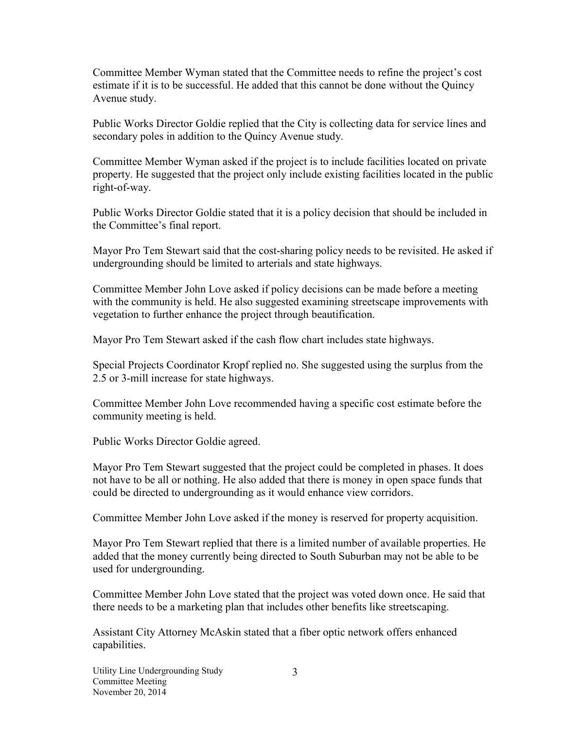Committee Member Wyman stated that the Committee needs to refine the project's cost estimate if it is to be successful. He added that this cannot be done without the Quincy Avenue study.

Public Works Director Goldie replied that the City is collecting data for service lines and secondary poles in addition to the Quincy Avenue study.

Committee Member Wyman asked if the project is to include facilities located on private property. He suggested that the project only include existing facilities located in the public right-of-way.

Public Works Director Goldie stated that it is a policy decision that should be included in the Committee's final report.

Mayor Pro Tem Stewart said that the cost-sharing policy needs to be revisited. He asked if undergrounding should be limited to arterials and state highways.

Committee Member John Love asked if policy decisions can be made before a meeting with the community is held. He also suggested examining streetscape improvements with vegetation to further enhance the project through beautification.

Mayor Pro Tem Stewart asked if the cash flow chart includes state highways.

Special Projects Coordinator Kropf replied no. She suggested using the surplus from the 2.5 or 3-mill increase for state highways.

Committee Member John Love recommended having a specific cost estimate before the community meeting is held.

Public Works Director Goldie agreed.

Mayor Pro Tem Stewart suggested that the project could be completed in phases. It does not have to be all or nothing. He also added that there is money in open space funds that could be directed to undergrounding as it would enhance view corridors.

Committee Member John Love asked if the money is reserved for property acquisition.

Mayor Pro Tem Stewart replied that there is a limited number of available properties. He added that the money currently being directed to South Suburban may not be able to be used for undergrounding.

Committee Member John Love stated that the project was voted down once. He said that there needs to be a marketing plan that includes other benefits like streetscaping.

Assistant City Attorney McAskin stated that a fiber optic network offers enhanced capabilities.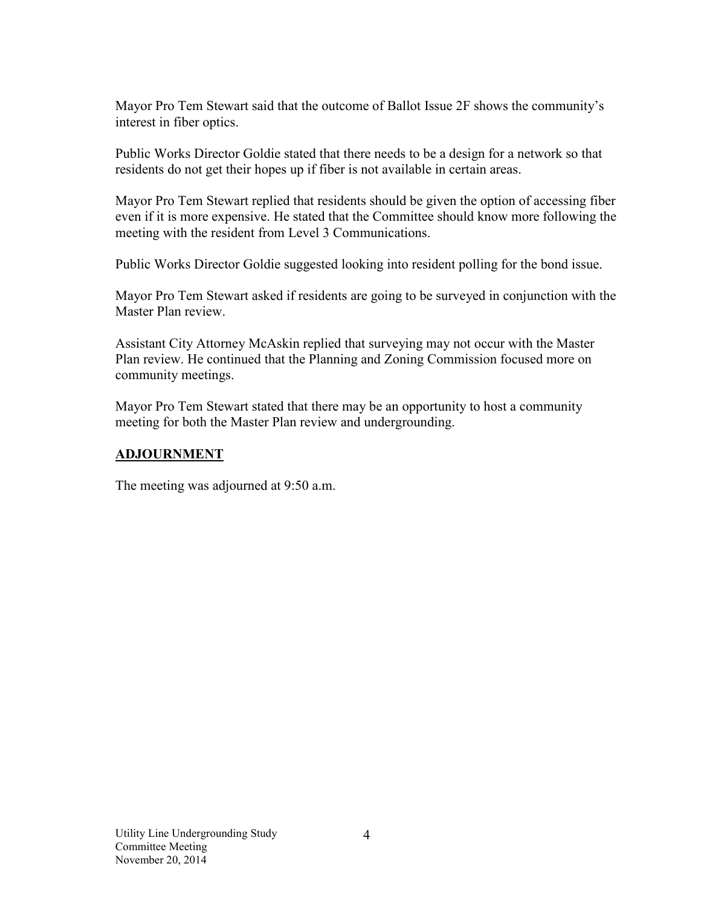Mayor Pro Tem Stewart said that the outcome of Ballot Issue 2F shows the community's interest in fiber optics.

Public Works Director Goldie stated that there needs to be a design for a network so that residents do not get their hopes up if fiber is not available in certain areas.

Mayor Pro Tem Stewart replied that residents should be given the option of accessing fiber even if it is more expensive. He stated that the Committee should know more following the meeting with the resident from Level 3 Communications.

Public Works Director Goldie suggested looking into resident polling for the bond issue.

Mayor Pro Tem Stewart asked if residents are going to be surveyed in conjunction with the Master Plan review.

Assistant City Attorney McAskin replied that surveying may not occur with the Master Plan review. He continued that the Planning and Zoning Commission focused more on community meetings.

Mayor Pro Tem Stewart stated that there may be an opportunity to host a community meeting for both the Master Plan review and undergrounding.

## ADJOURNMENT

The meeting was adjourned at 9:50 a.m.